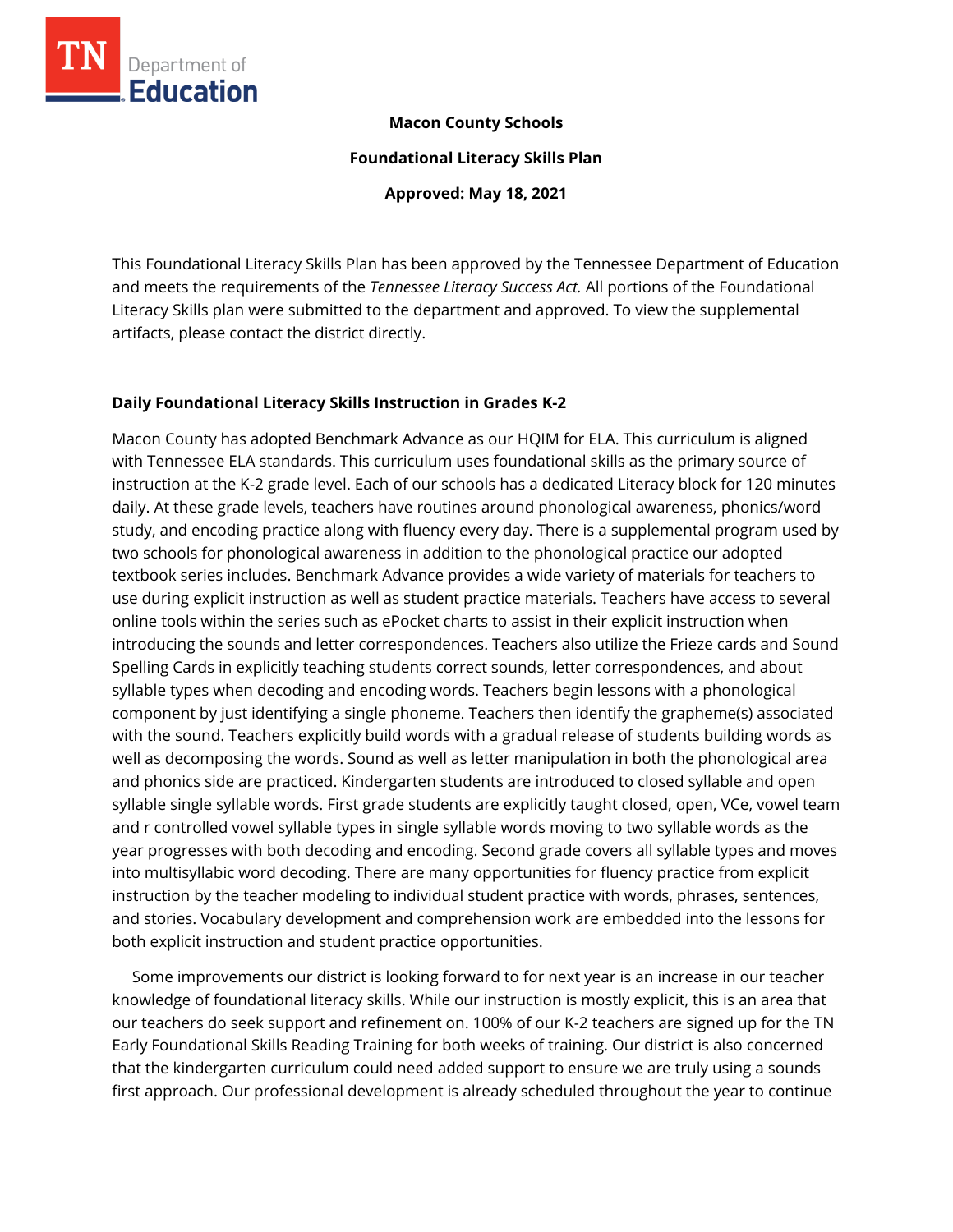**Macon County Schools**

**Foundational Literacy Skills Plan**

**Approved: May 18, 2021**

This Foundational Literacy Skills Plan has been approved by the Tennessee Department of Education and meets the requirements of the *Tennessee Literacy Success Act.* All portions of the Foundational Literacy Skills plan were submitted to the department and approved. To view the supplemental artifacts, please contact the district directly.

## Daily Foundational Literacy Skills Instruction in Grades K-2

Macon County has adopted Benchmark Advance as our HQIM for ELA. This curriculum is aligned with Tennessee ELA standards. This curriculum uses foundational skills as the primary source of instruction at the K-2 grade level. Each of our schools has a dedicated Literacy block for 120 minutes daily. At these grade levels, teachers have routines around phonological awareness, phonics/word study, and encoding practice along with fluency every day. There is a supplemental program used by two schools for phonological awareness in addition to the phonological practice our adopted textbook series includes. Benchmark Advance provides a wide variety of materials for teachers to use during explicit instruction as well as student practice materials. Teachers have access to several online tools within the series such as ePocket charts to assist in their explicit instruction when introducing the sounds and letter correspondences. Teachers also utilize the Frieze cards and Sound Spelling Cards in explicitly teaching students correct sounds, letter correspondences, and about syllable types when decoding and encoding words. Teachers begin lessons with a phonological component by just identifying a single phoneme. Teachers then identify the grapheme(s) associated with the sound. Teachers explicitly build words with a gradual release of students building words as well as decomposing the words. Sound as well as letter manipulation in both the phonological area and phonics side are practiced. Kindergarten students are introduced to closed syllable and open syllable single syllable words. First grade students are explicitly taught closed, open, VCe, vowel team and r controlled vowel syllable types in single syllable words moving to two syllable words as the year progresses with both decoding and encoding. Second grade covers all syllable types and moves into multisyllabic word decoding. There are many opportunities for fluency practice from explicit instruction by the teacher modeling to individual student practice with words, phrases, sentences, and stories. Vocabulary development and comprehension work are embedded into the lessons for both explicit instruction and student practice opportunities.

Some improvements our district is looking forward to for next year is an increase in our teacher knowledge of foundational literacy skills. While our instruction is mostly explicit, this is an area that our teachers do seek support and refinement on. 100% of our K-2 teachers are signed up for the TN Early Foundational Skills Reading Training for both weeks of training. Our district is also concerned that the kindergarten curriculum could need added support to ensure we are truly using a sounds first approach. Our professional development is already scheduled throughout the year to continue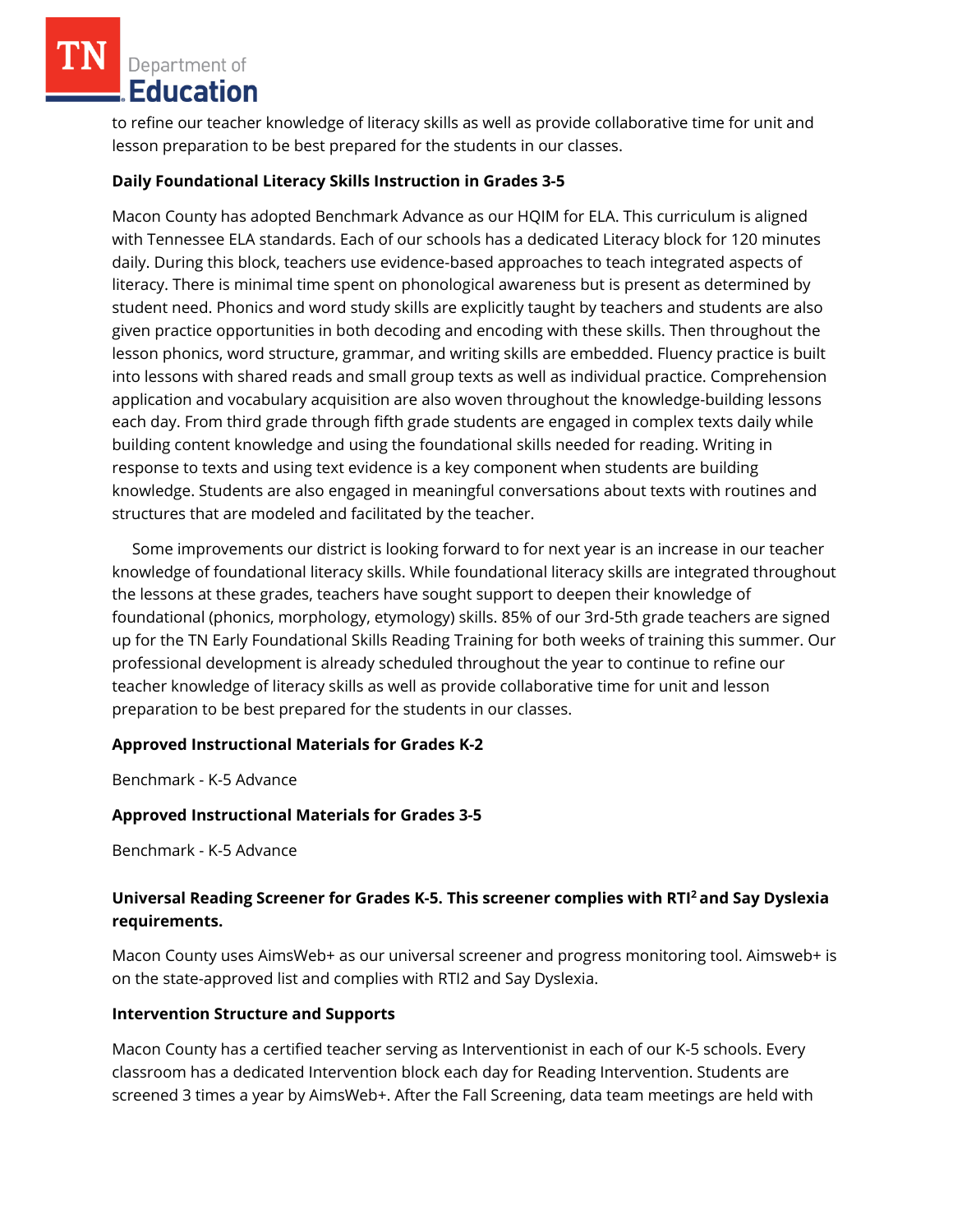to refine our teacher knowledge of literacy skills as well as provide collaborative time for unit and lesson preparation to be best prepared for the students in our classes.

**Daily Foundational Literacy Skills Instruction in Grades 3-5**

Macon County has adopted Benchmark Advance as our HQIM for ELA. This curriculum is aligned with Tennessee ELA standards. Each of our schools has a dedicated Literacy block for 120 minutes daily. During this block, teachers use evidence-based approaches to teach integrated aspects of literacy. There is minimal time spent on phonological awareness but is present as determined by student need. Phonics and word study skills are explicitly taught by teachers and students are also given practice opportunities in both decoding and encoding with these skills. Then throughout the lesson phonics, word structure, grammar, and writing skills are embedded. Fluency practice is built into lessons with shared reads and small group texts as well as individual practice. Comprehension application and vocabulary acquisition are also woven throughout the knowledge-building lessons each day. From third grade through fifth grade students are engaged in complex texts daily while building content knowledge and using the foundational skills needed for reading. Writing in response to texts and using text evidence is a key component when students are building knowledge. Students are also engaged in meaningful conversations about texts with routines and structures that are modeled and facilitated by the teacher.

Some improvements our district is looking forward to for next year is an increase in our teacher knowledge of foundational literacy skills. While foundational literacy skills are integrated throughout the lessons at these grades, teachers have sought support to deepen their knowledge of foundational (phonics, morphology, etymology) skills. 85% of our 3rd-5th grade teachers are signed up for the TN Early Foundational Skills Reading Training for both weeks of training this summer. Our professional development is already scheduled throughout the year to continue to refine our teacher knowledge of literacy skills as well as provide collaborative time for unit and lesson preparation to be best prepared for the students in our classes.

**Approved Instructional Materials for Grades K-2**

Benchmark - K-5 Advance

**Approved Instructional Materials for Grades 3-5**

Benchmark - K-5 Advance

**Universal Reading Screener for Grades K-5. This screener complies with RTI$^2$ and Say Dyslexia requirements.**

Macon County uses AimsWeb+ as our universal screener and progress monitoring tool. Aimsweb+ is on the state-approved list and complies with RTI2 and Say Dyslexia.

**Intervention Structure and Supports**

Macon County has a certified teacher serving as Interventionist in each of our K-5 schools. Every classroom has a dedicated Intervention block each day for Reading Intervention. Students are screened 3 times a year by AimsWeb+. After the Fall Screening, data team meetings are held with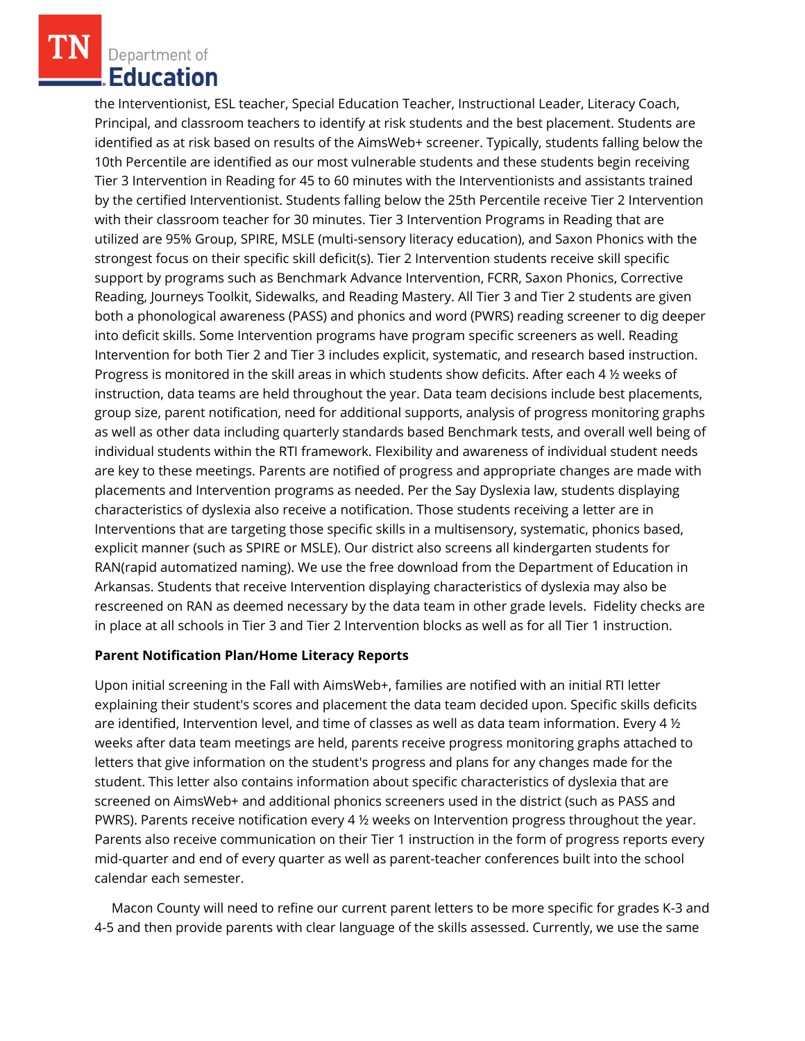the Interventionist, ESL teacher, Special Education Teacher, Instructional Leader, Literacy Coach, Principal, and classroom teachers to identify at risk students and the best placement. Students are identified as at risk based on results of the AimsWeb+ screener. Typically, students falling below the 10th Percentile are identified as our most vulnerable students and these students begin receiving Tier 3 Intervention in Reading for 45 to 60 minutes with the Interventionists and assistants trained by the certified Interventionist. Students falling below the 25th Percentile receive Tier 2 Intervention with their classroom teacher for 30 minutes. Tier 3 Intervention Programs in Reading that are utilized are 95% Group, SPIRE, MSLE (multi-sensory literacy education), and Saxon Phonics with the strongest focus on their specific skill deficit(s). Tier 2 Intervention students receive skill specific support by programs such as Benchmark Advance Intervention, FCRR, Saxon Phonics, Corrective Reading, Journeys Toolkit, Sidewalks, and Reading Mastery. All Tier 3 and Tier 2 students are given both a phonological awareness (PASS) and phonics and word (PWRS) reading screener to dig deeper into deficit skills. Some Intervention programs have program specific screeners as well. Reading Intervention for both Tier 2 and Tier 3 includes explicit, systematic, and research based instruction. Progress is monitored in the skill areas in which students show deficits. After each 4 ½ weeks of instruction, data teams are held throughout the year. Data team decisions include best placements, group size, parent notification, need for additional supports, analysis of progress monitoring graphs as well as other data including quarterly standards based Benchmark tests, and overall well being of individual students within the RTI framework. Flexibility and awareness of individual student needs are key to these meetings. Parents are notified of progress and appropriate changes are made with placements and Intervention programs as needed. Per the Say Dyslexia law, students displaying characteristics of dyslexia also receive a notification. Those students receiving a letter are in Interventions that are targeting those specific skills in a multisensory, systematic, phonics based, explicit manner (such as SPIRE or MSLE). Our district also screens all kindergarten students for RAN(rapid automatized naming). We use the free download from the Department of Education in Arkansas. Students that receive Intervention displaying characteristics of dyslexia may also be rescreened on RAN as deemed necessary by the data team in other grade levels. Fidelity checks are in place at all schools in Tier 3 and Tier 2 Intervention blocks as well as for all Tier 1 instruction.

**Parent Notification Plan/Home Literacy Reports**

Upon initial screening in the Fall with AimsWeb+, families are notified with an initial RTI letter explaining their student's scores and placement the data team decided upon. Specific skills deficits are identified, Intervention level, and time of classes as well as data team information. Every 4 ½ weeks after data team meetings are held, parents receive progress monitoring graphs attached to letters that give information on the student's progress and plans for any changes made for the student. This letter also contains information about specific characteristics of dyslexia that are screened on AimsWeb+ and additional phonics screeners used in the district (such as PASS and PWRS). Parents receive notification every 4 ½ weeks on Intervention progress throughout the year. Parents also receive communication on their Tier 1 instruction in the form of progress reports every mid-quarter and end of every quarter as well as parent-teacher conferences built into the school calendar each semester.

Macon County will need to refine our current parent letters to be more specific for grades K-3 and 4-5 and then provide parents with clear language of the skills assessed. Currently, we use the same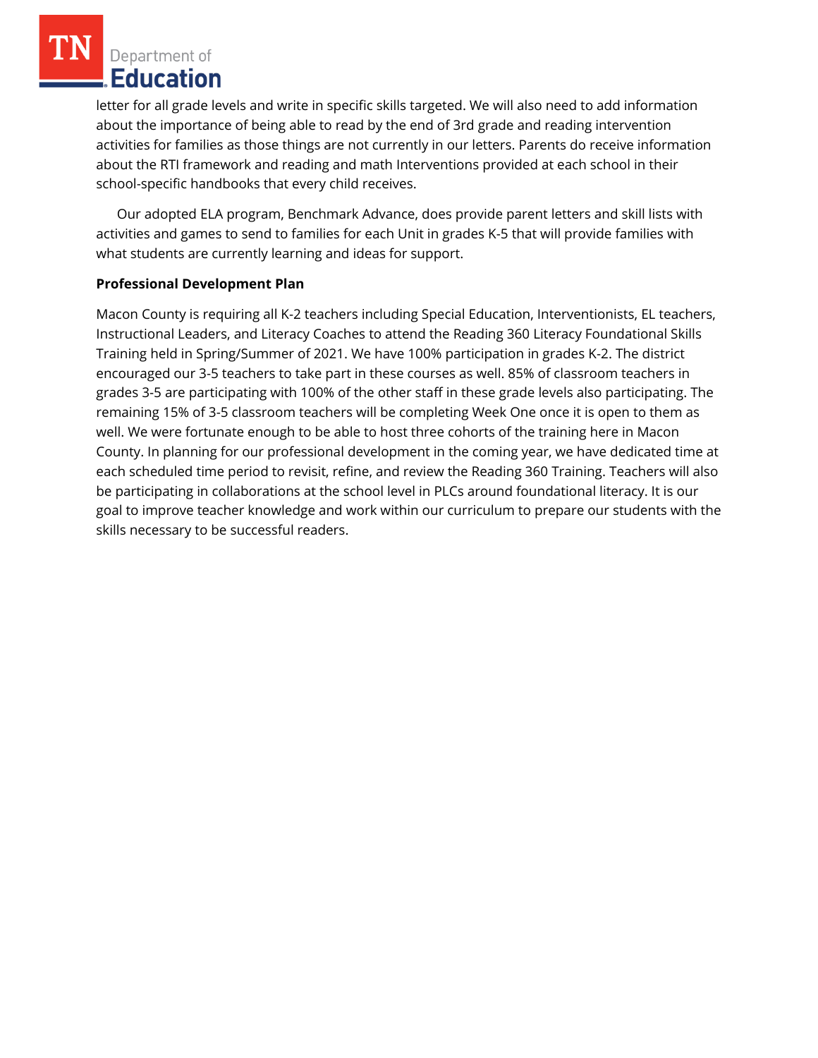letter for all grade levels and write in specific skills targeted. We will also need to add information about the importance of being able to read by the end of 3rd grade and reading intervention activities for families as those things are not currently in our letters. Parents do receive information about the RTI framework and reading and math Interventions provided at each school in their school-specific handbooks that every child receives.

Our adopted ELA program, Benchmark Advance, does provide parent letters and skill lists with activities and games to send to families for each Unit in grades K-5 that will provide families with what students are currently learning and ideas for support.

**Professional Development Plan**

Macon County is requiring all K-2 teachers including Special Education, Interventionists, EL teachers, Instructional Leaders, and Literacy Coaches to attend the Reading 360 Literacy Foundational Skills Training held in Spring/Summer of 2021. We have 100% participation in grades K-2. The district encouraged our 3-5 teachers to take part in these courses as well. 85% of classroom teachers in grades 3-5 are participating with 100% of the other staff in these grade levels also participating. The remaining 15% of 3-5 classroom teachers will be completing Week One once it is open to them as well. We were fortunate enough to be able to host three cohorts of the training here in Macon County. In planning for our professional development in the coming year, we have dedicated time at each scheduled time period to revisit, refine, and review the Reading 360 Training. Teachers will also be participating in collaborations at the school level in PLCs around foundational literacy. It is our goal to improve teacher knowledge and work within our curriculum to prepare our students with the skills necessary to be successful readers.